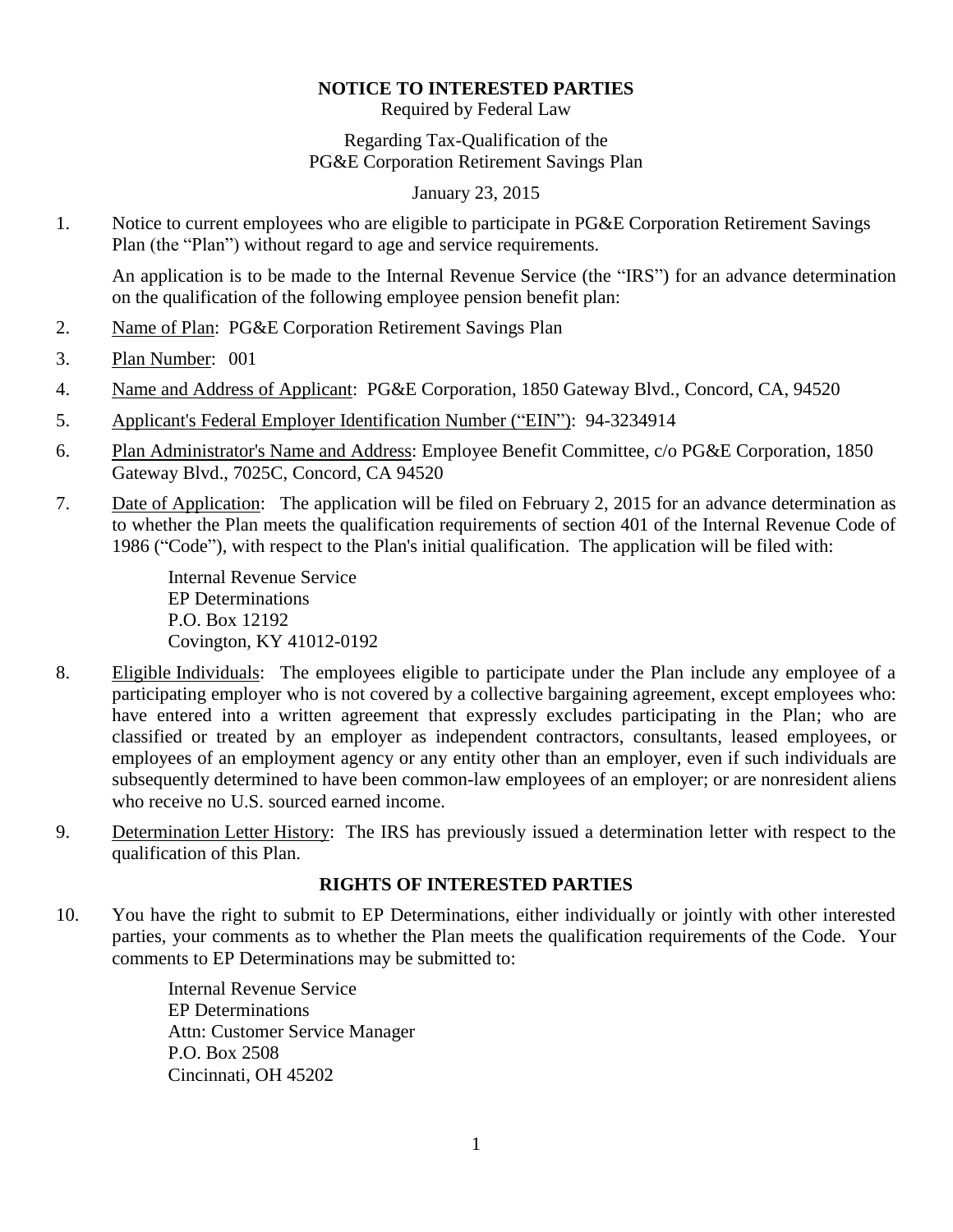# NOTICE TO INTERESTED PARTIES

Required by Federal Law

Regarding Tax-Qualification of the
PG&E Corporation Retirement Savings Plan

January 23, 2015

1. Notice to current employees who are eligible to participate in PG&E Corporation Retirement Savings Plan (the "Plan") without regard to age and service requirements.

   An application is to be made to the Internal Revenue Service (the "IRS") for an advance determination on the qualification of the following employee pension benefit plan:

2. Name of Plan: PG&E Corporation Retirement Savings Plan

3. Plan Number: 001

4. Name and Address of Applicant: PG&E Corporation, 1850 Gateway Blvd., Concord, CA, 94520

5. Applicant's Federal Employer Identification Number ("EIN"): 94-3234914

6. Plan Administrator's Name and Address: Employee Benefit Committee, c/o PG&E Corporation, 1850 Gateway Blvd., 7025C, Concord, CA 94520

7. Date of Application: The application will be filed on February 2, 2015 for an advance determination as to whether the Plan meets the qualification requirements of section 401 of the Internal Revenue Code of 1986 ("Code"), with respect to the Plan's initial qualification. The application will be filed with:

   Internal Revenue Service
   EP Determinations
   P.O. Box 12192
   Covington, KY 41012-0192

8. Eligible Individuals: The employees eligible to participate under the Plan include any employee of a participating employer who is not covered by a collective bargaining agreement, except employees who: have entered into a written agreement that expressly excludes participating in the Plan; who are classified or treated by an employer as independent contractors, consultants, leased employees, or employees of an employment agency or any entity other than an employer, even if such individuals are subsequently determined to have been common-law employees of an employer; or are nonresident aliens who receive no U.S. sourced earned income.

9. Determination Letter History: The IRS has previously issued a determination letter with respect to the qualification of this Plan.

## RIGHTS OF INTERESTED PARTIES

10. You have the right to submit to EP Determinations, either individually or jointly with other interested parties, your comments as to whether the Plan meets the qualification requirements of the Code. Your comments to EP Determinations may be submitted to:

    Internal Revenue Service
    EP Determinations
    Attn: Customer Service Manager
    P.O. Box 2508
    Cincinnati, OH 45202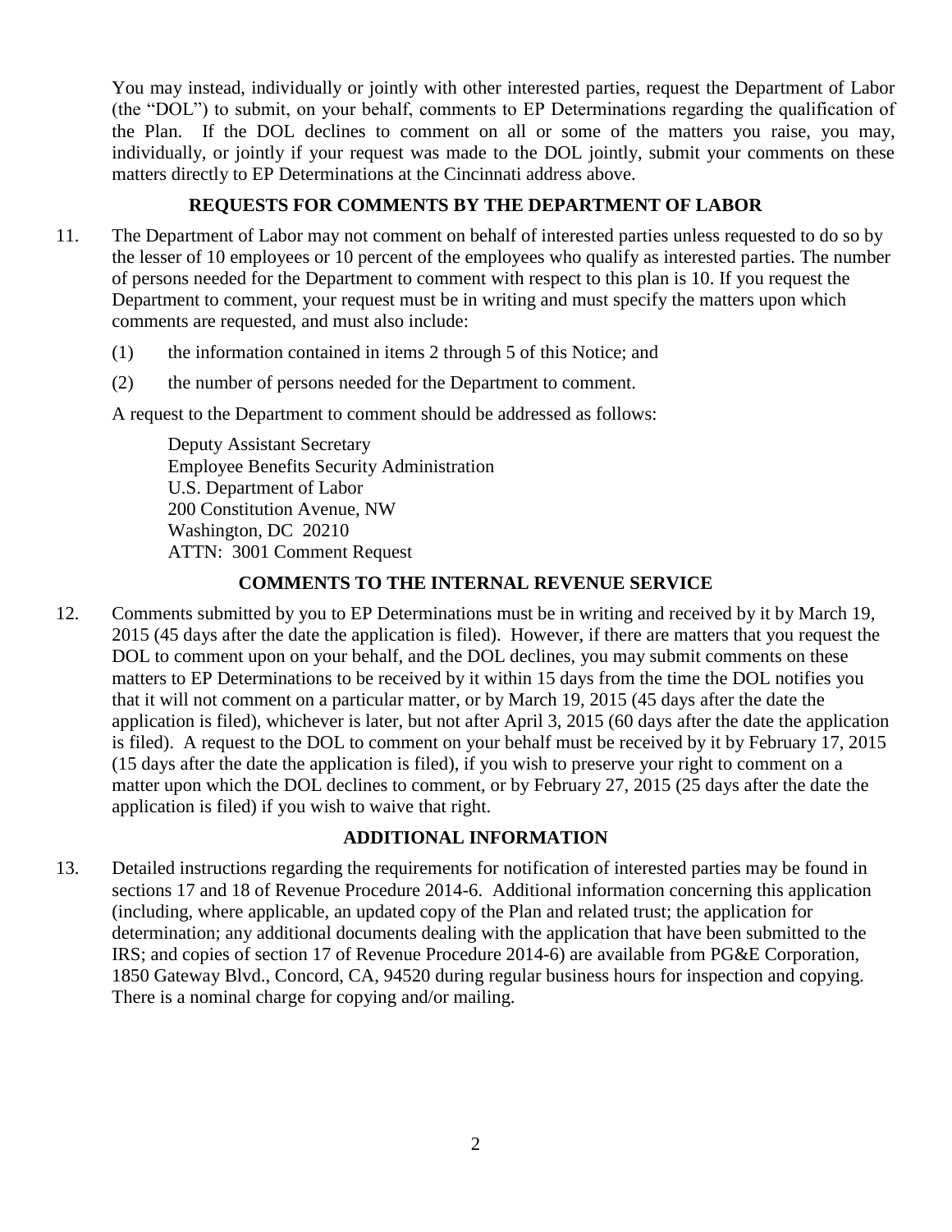You may instead, individually or jointly with other interested parties, request the Department of Labor (the "DOL") to submit, on your behalf, comments to EP Determinations regarding the qualification of the Plan. If the DOL declines to comment on all or some of the matters you raise, you may, individually, or jointly if your request was made to the DOL jointly, submit your comments on these matters directly to EP Determinations at the Cincinnati address above.

## REQUESTS FOR COMMENTS BY THE DEPARTMENT OF LABOR

11. The Department of Labor may not comment on behalf of interested parties unless requested to do so by the lesser of 10 employees or 10 percent of the employees who qualify as interested parties. The number of persons needed for the Department to comment with respect to this plan is 10. If you request the Department to comment, your request must be in writing and must specify the matters upon which comments are requested, and must also include:

    (1) the information contained in items 2 through 5 of this Notice; and

    (2) the number of persons needed for the Department to comment.

    A request to the Department to comment should be addressed as follows:

    Deputy Assistant Secretary
    Employee Benefits Security Administration
    U.S. Department of Labor
    200 Constitution Avenue, NW
    Washington, DC 20210
    ATTN: 3001 Comment Request

## COMMENTS TO THE INTERNAL REVENUE SERVICE

12. Comments submitted by you to EP Determinations must be in writing and received by it by March 19, 2015 (45 days after the date the application is filed). However, if there are matters that you request the DOL to comment upon on your behalf, and the DOL declines, you may submit comments on these matters to EP Determinations to be received by it within 15 days from the time the DOL notifies you that it will not comment on a particular matter, or by March 19, 2015 (45 days after the date the application is filed), whichever is later, but not after April 3, 2015 (60 days after the date the application is filed). A request to the DOL to comment on your behalf must be received by it by February 17, 2015 (15 days after the date the application is filed), if you wish to preserve your right to comment on a matter upon which the DOL declines to comment, or by February 27, 2015 (25 days after the date the application is filed) if you wish to waive that right.

## ADDITIONAL INFORMATION

13. Detailed instructions regarding the requirements for notification of interested parties may be found in sections 17 and 18 of Revenue Procedure 2014-6. Additional information concerning this application (including, where applicable, an updated copy of the Plan and related trust; the application for determination; any additional documents dealing with the application that have been submitted to the IRS; and copies of section 17 of Revenue Procedure 2014-6) are available from PG&E Corporation, 1850 Gateway Blvd., Concord, CA, 94520 during regular business hours for inspection and copying. There is a nominal charge for copying and/or mailing.